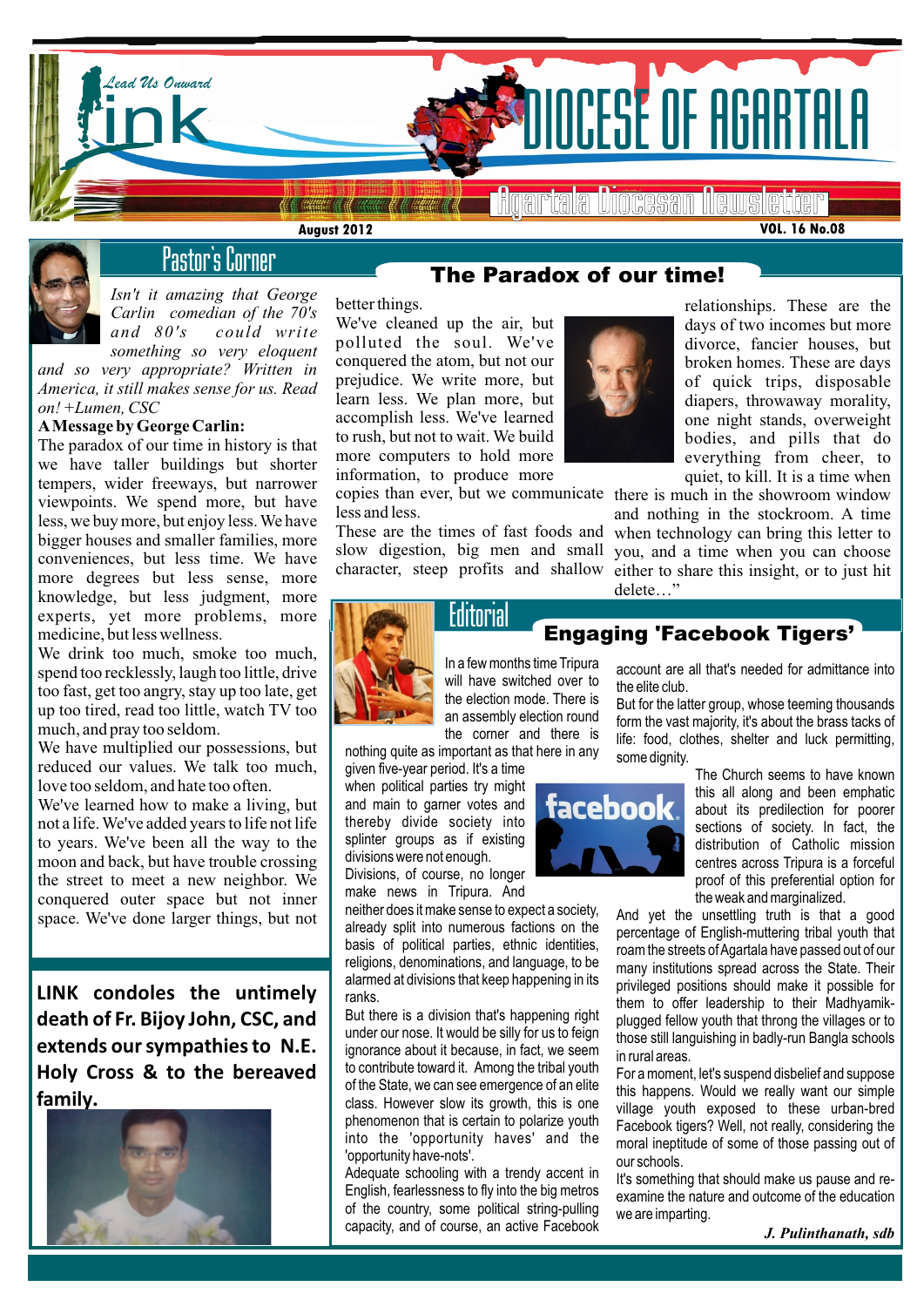# Link — Lead Us Onward

# DIOCESE OF AGARTALA

Agartala Diocesan Newsletter

August 2012 — VOL. 16 No.08

## Pastor's Corner

### The Paradox of our time!

*Isn't it amazing that George Carlin comedian of the 70's and 80's could write something so very eloquent and so very appropriate? Written in America, it still makes sense for us. Read on! +Lumen, CSC*

**A Message by George Carlin:**

The paradox of our time in history is that we have taller buildings but shorter tempers, wider freeways, but narrower viewpoints. We spend more, but have less, we buy more, but enjoy less. We have bigger houses and smaller families, more conveniences, but less time. We have more degrees but less sense, more knowledge, but less judgment, more experts, yet more problems, more medicine, but less wellness.

We drink too much, smoke too much, spend too recklessly, laugh too little, drive too fast, get too angry, stay up too late, get up too tired, read too little, watch TV too much, and pray too seldom.

We have multiplied our possessions, but reduced our values. We talk too much, love too seldom, and hate too often.

We've learned how to make a living, but not a life. We've added years to life not life to years. We've been all the way to the moon and back, but have trouble crossing the street to meet a new neighbor. We conquered outer space but not inner space. We've done larger things, but not better things.

We've cleaned up the air, but polluted the soul. We've conquered the atom, but not our prejudice. We write more, but learn less. We plan more, but accomplish less. We've learned to rush, but not to wait. We build more computers to hold more information, to produce more copies than ever, but we communicate less and less.

These are the times of fast foods and slow digestion, big men and small character, steep profits and shallow relationships. These are the days of two incomes but more divorce, fancier houses, but broken homes. These are days of quick trips, disposable diapers, throwaway morality, one night stands, overweight bodies, and pills that do everything from cheer, to quiet, to kill. It is a time when there is much in the showroom window and nothing in the stockroom. A time when technology can bring this letter to you, and a time when you can choose either to share this insight, or to just hit delete…"

**LINK condoles the untimely death of Fr. Bijoy John, CSC, and extends our sympathies to N.E. Holy Cross & to the bereaved family.**

## Editorial

### Engaging 'Facebook Tigers'

In a few months time Tripura will have switched over to the election mode. There is an assembly election round the corner and there is nothing quite as important as that here in any given five-year period. It's a time when political parties try might and main to garner votes and thereby divide society into splinter groups as if existing divisions were not enough.

Divisions, of course, no longer make news in Tripura. And neither does it make sense to expect a society, already split into numerous factions on the basis of political parties, ethnic identities, religions, denominations, and language, to be alarmed at divisions that keep happening in its ranks.

But there is a division that's happening right under our nose. It would be silly for us to feign ignorance about it because, in fact, we seem to contribute toward it. Among the tribal youth of the State, we can see emergence of an elite class. However slow its growth, this is one phenomenon that is certain to polarize youth into the 'opportunity haves' and the 'opportunity have-nots'.

Adequate schooling with a trendy accent in English, fearlessness to fly into the big metros of the country, some political string-pulling capacity, and of course, an active Facebook account are all that's needed for admittance into the elite club.

But for the latter group, whose teeming thousands form the vast majority, it's about the brass tacks of life: food, clothes, shelter and luck permitting, some dignity.

The Church seems to have known this all along and been emphatic about its predilection for poorer sections of society. In fact, the distribution of Catholic mission centres across Tripura is a forceful proof of this preferential option for the weak and marginalized.

And yet the unsettling truth is that a good percentage of English-muttering tribal youth that roam the streets of Agartala have passed out of our many institutions spread across the State. Their privileged positions should make it possible for them to offer leadership to their Madhyamik-plugged fellow youth that throng the villages or to those still languishing in badly-run Bangla schools in rural areas.

For a moment, let's suspend disbelief and suppose this happens. Would we really want our simple village youth exposed to these urban-bred Facebook tigers? Well, not really, considering the moral ineptitude of some of those passing out of our schools.

It's something that should make us pause and re-examine the nature and outcome of the education we are imparting.

*J. Pulinthanath, sdb*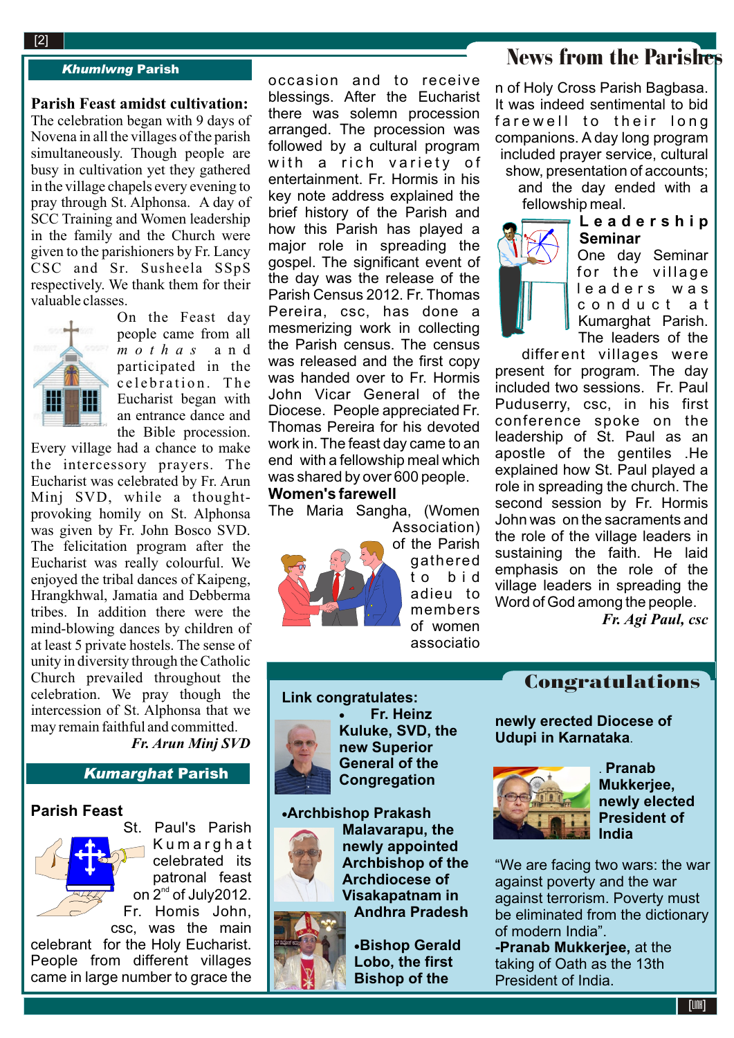# News from the Parishes

## Khumlwng Parish

**Parish Feast amidst cultivation:** The celebration began with 9 days of Novena in all the villages of the parish simultaneously. Though people are busy in cultivation yet they gathered in the village chapels every evening to pray through St. Alphonsa. A day of SCC Training and Women leadership in the family and the Church were given to the parishioners by Fr. Lancy CSC and Sr. Susheela SSpS respectively. We thank them for their valuable classes.

On the Feast day people came from all *mothas* and participated in the celebration. The Eucharist began with an entrance dance and the Bible procession. Every village had a chance to make the intercessory prayers. The Eucharist was celebrated by Fr. Arun Minj SVD, while a thought-provoking homily on St. Alphonsa was given by Fr. John Bosco SVD. The felicitation program after the Eucharist was really colourful. We enjoyed the tribal dances of Kaipeng, Hrangkhwal, Jamatia and Debberma tribes. In addition there were the mind-blowing dances by children of at least 5 private hostels. The sense of unity in diversity through the Catholic Church prevailed throughout the celebration. We pray though the intercession of St. Alphonsa that we may remain faithful and committed.

*Fr. Arun Minj SVD*

## Kumarghat Parish

### Parish Feast

St. Paul's Parish Kumarghat celebrated its patronal feast on 2nd of July2012. Fr. Homis John, csc, was the main celebrant for the Holy Eucharist. People from different villages came in large number to grace the occasion and to receive blessings. After the Eucharist there was solemn procession arranged. The procession was followed by a cultural program with a rich variety of entertainment. Fr. Hormis in his key note address explained the brief history of the Parish and how this Parish has played a major role in spreading the gospel. The significant event of the day was the release of the Parish Census 2012. Fr. Thomas Pereira, csc, has done a mesmerizing work in collecting the Parish census. The census was released and the first copy was handed over to Fr. Hormis John Vicar General of the Diocese. People appreciated Fr. Thomas Pereira for his devoted work in. The feast day came to an end with a fellowship meal which was shared by over 600 people.

### Women's farewell

The Maria Sangha, (Women Association) of the Parish gathered to bid adieu to members of women association of Holy Cross Parish Bagbasa. It was indeed sentimental to bid farewell to their long companions. A day long program included prayer service, cultural show, presentation of accounts; and the day ended with a fellowship meal.

### Leadership Seminar

One day Seminar for the village leaders was conduct at Kumarghat Parish. The leaders of the different villages were present for program. The day included two sessions. Fr. Paul Puduserry, csc, in his first conference spoke on the leadership of St. Paul as an apostle of the gentiles .He explained how St. Paul played a role in spreading the church. The second session by Fr. Hormis John was on the sacraments and the role of the village leaders in sustaining the faith. He laid emphasis on the role of the village leaders in spreading the Word of God among the people.

*Fr. Agi Paul, csc*

# Congratulations

**Link congratulates:**

- **Fr. Heinz Kuluke, SVD, the new Superior General of the Congregation**
- **Archbishop Prakash Malavarapu, the newly appointed Archbishop of the Archdiocese of Visakapatnam in Andhra Pradesh**
- **Bishop Gerald Lobo, the first Bishop of the newly erected Diocese of Udupi in Karnataka**.
- **Pranab Mukkerjee, newly elected President of India**

"We are facing two wars: the war against poverty and the war against terrorism. Poverty must be eliminated from the dictionary of modern India".
**-Pranab Mukkerjee,** at the taking of Oath as the 13th President of India.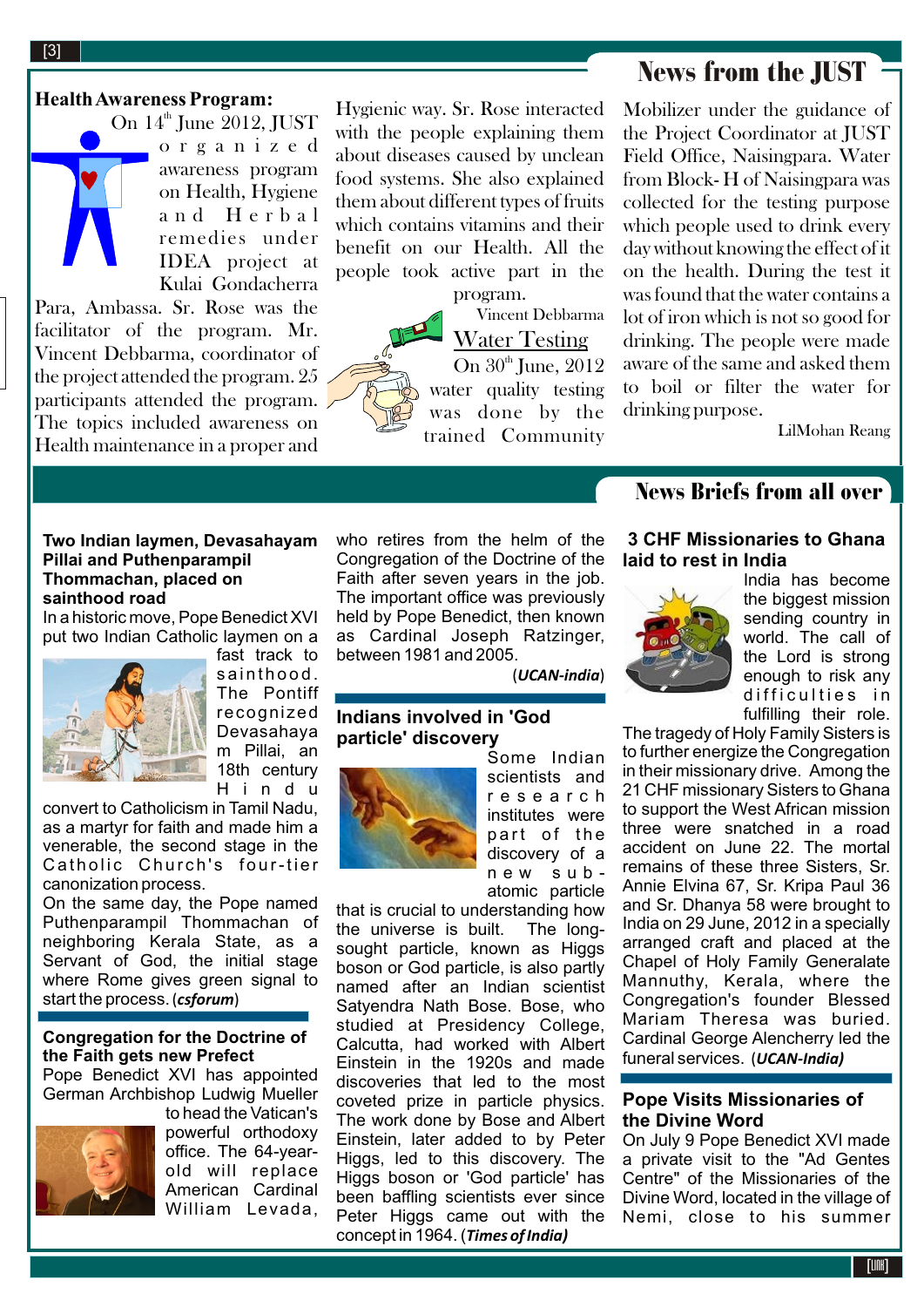# News from the JUST

## Health Awareness Program:

On 14th June 2012, JUST organized awareness program on Health, Hygiene and Herbal remedies under IDEA project at Kulai Gondacherra Para, Ambassa. Sr. Rose was the facilitator of the program. Mr. Vincent Debbarma, coordinator of the project attended the program. 25 participants attended the program. The topics included awareness on Health maintenance in a proper and Hygienic way. Sr. Rose interacted with the people explaining them about diseases caused by unclean food systems. She also explained them about different types of fruits which contains vitamins and their benefit on our Health. All the people took active part in the program.

Vincent Debbarma

## Water Testing

On 30th June, 2012 water quality testing was done by the trained Community Mobilizer under the guidance of the Project Coordinator at JUST Field Office, Naisingpara. Water from Block- H of Naisingpara was collected for the testing purpose which people used to drink every day without knowing the effect of it on the health. During the test it was found that the water contains a lot of iron which is not so good for drinking. The people were made aware of the same and asked them to boil or filter the water for drinking purpose.

LilMohan Reang

# News Briefs from all over

### Two Indian laymen, Devasahayam Pillai and Puthenparampil Thommachan, placed on sainthood road

In a historic move, Pope Benedict XVI put two Indian Catholic laymen on a fast track to sainthood. The Pontiff recognized Devasahayam Pillai, an 18th century Hindu convert to Catholicism in Tamil Nadu, as a martyr for faith and made him a venerable, the second stage in the Catholic Church's four-tier canonization process.

On the same day, the Pope named Puthenparampil Thommachan of neighboring Kerala State, as a Servant of God, the initial stage where Rome gives green signal to start the process. (***csforum***)

### Congregation for the Doctrine of the Faith gets new Prefect

Pope Benedict XVI has appointed German Archbishop Ludwig Mueller to head the Vatican's powerful orthodoxy office. The 64-year-old will replace American Cardinal William Levada, who retires from the helm of the Congregation of the Doctrine of the Faith after seven years in the job. The important office was previously held by Pope Benedict, then known as Cardinal Joseph Ratzinger, between 1981 and 2005.

(***UCAN-india***)

### Indians involved in 'God particle' discovery

Some Indian scientists and research institutes were part of the discovery of a new sub-atomic particle that is crucial to understanding how the universe is built. The long-sought particle, known as Higgs boson or God particle, is also partly named after an Indian scientist Satyendra Nath Bose. Bose, who studied at Presidency College, Calcutta, had worked with Albert Einstein in the 1920s and made discoveries that led to the most coveted prize in particle physics. The work done by Bose and Albert Einstein, later added to by Peter Higgs, led to this discovery. The Higgs boson or 'God particle' has been baffling scientists ever since Peter Higgs came out with the concept in 1964. (***Times of India***)

### 3 CHF Missionaries to Ghana laid to rest in India

India has become the biggest mission sending country in world. The call of the Lord is strong enough to risk any difficulties in fulfilling their role. The tragedy of Holy Family Sisters is to further energize the Congregation in their missionary drive. Among the 21 CHF missionary Sisters to Ghana to support the West African mission three were snatched in a road accident on June 22. The mortal remains of these three Sisters, Sr. Annie Elvina 67, Sr. Kripa Paul 36 and Sr. Dhanya 58 were brought to India on 29 June, 2012 in a specially arranged craft and placed at the Chapel of Holy Family Generalate Mannuthy, Kerala, where the Congregation's founder Blessed Mariam Theresa was buried. Cardinal George Alencherry led the funeral services. (***UCAN-India***)

### Pope Visits Missionaries of the Divine Word

On July 9 Pope Benedict XVI made a private visit to the "Ad Gentes Centre" of the Missionaries of the Divine Word, located in the village of Nemi, close to his summer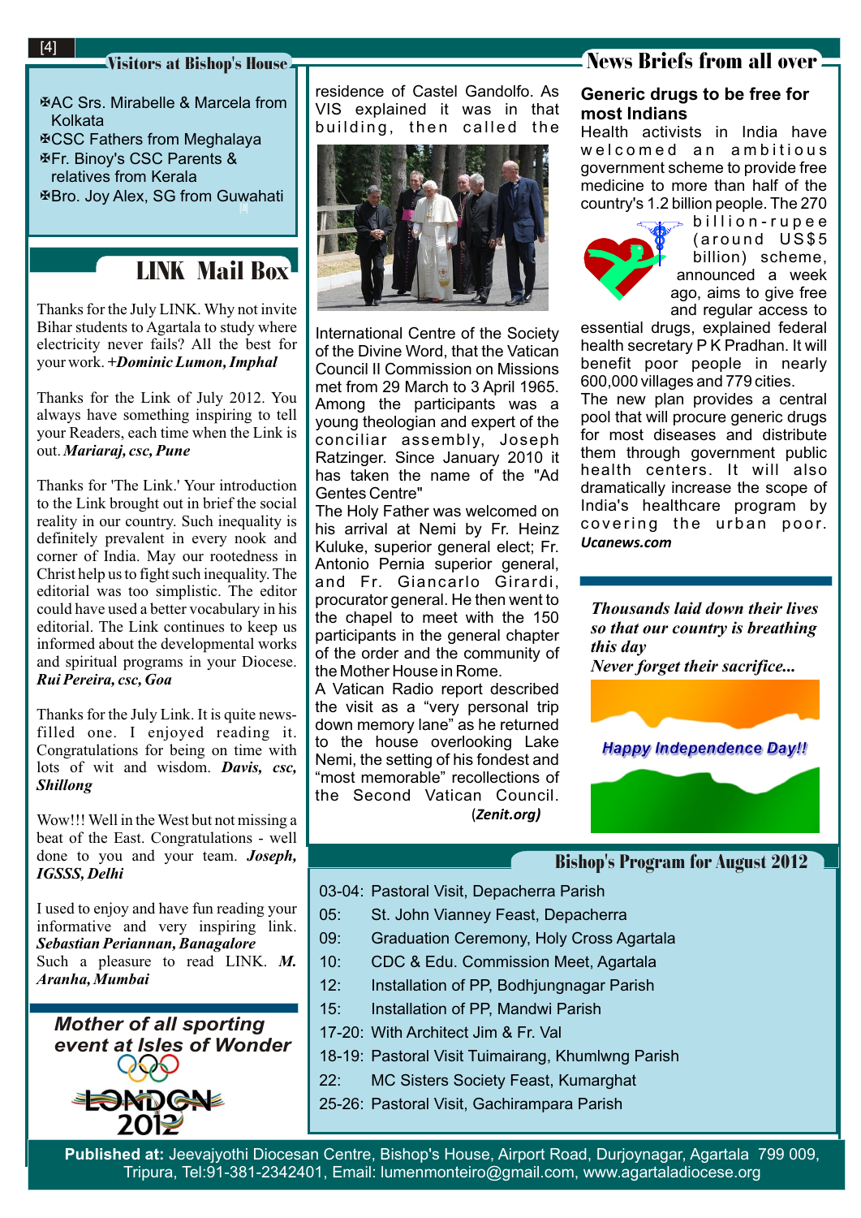## Visitors at Bishop's House

- AC Srs. Mirabelle & Marcela from Kolkata
- CSC Fathers from Meghalaya
- Fr. Binoy's CSC Parents & relatives from Kerala
- Bro. Joy Alex, SG from Guwahati

## LINK Mail Box

Thanks for the July LINK. Why not invite Bihar students to Agartala to study where electricity never fails? All the best for your work. *+Dominic Lumon, Imphal*

Thanks for the Link of July 2012. You always have something inspiring to tell your Readers, each time when the Link is out. ***Mariaraj, csc, Pune***

Thanks for 'The Link.' Your introduction to the Link brought out in brief the social reality in our country. Such inequality is definitely prevalent in every nook and corner of India. May our rootedness in Christ help us to fight such inequality. The editorial was too simplistic. The editor could have used a better vocabulary in his editorial. The Link continues to keep us informed about the developmental works and spiritual programs in your Diocese. ***Rui Pereira, csc, Goa***

Thanks for the July Link. It is quite news-filled one. I enjoyed reading it. Congratulations for being on time with lots of wit and wisdom. ***Davis, csc, Shillong***

Wow!!! Well in the West but not missing a beat of the East. Congratulations - well done to you and your team. ***Joseph, IGSSS, Delhi***

I used to enjoy and have fun reading your informative and very inspiring link. ***Sebastian Periannan, Banagalore***

Such a pleasure to read LINK. ***M. Aranha, Mumbai***

***Mother of all sporting event at Isles of Wonder***

LONDON 2012

residence of Castel Gandolfo. As VIS explained it was in that building, then called the International Centre of the Society of the Divine Word, that the Vatican Council II Commission on Missions met from 29 March to 3 April 1965. Among the participants was a young theologian and expert of the conciliar assembly, Joseph Ratzinger. Since January 2010 it has taken the name of the "Ad Gentes Centre"

The Holy Father was welcomed on his arrival at Nemi by Fr. Heinz Kuluke, superior general elect; Fr. Antonio Pernia superior general, and Fr. Giancarlo Girardi, procurator general. He then went to the chapel to meet with the 150 participants in the general chapter of the order and the community of the Mother House in Rome.

A Vatican Radio report described the visit as a "very personal trip down memory lane" as he returned to the house overlooking Lake Nemi, the setting of his fondest and "most memorable" recollections of the Second Vatican Council. ***(Zenit.org)***

## News Briefs from all over

### Generic drugs to be free for most Indians

Health activists in India have welcomed an ambitious government scheme to provide free medicine to more than half of the country's 1.2 billion people. The 270 billion-rupee (around US$5 billion) scheme, announced a week ago, aims to give free and regular access to essential drugs, explained federal health secretary P K Pradhan. It will benefit poor people in nearly 600,000 villages and 779 cities.

The new plan provides a central pool that will procure generic drugs for most diseases and distribute them through government public health centers. It will also dramatically increase the scope of India's healthcare program by covering the urban poor. ***Ucanews.com***

***Thousands laid down their lives so that our country is breathing this day***
***Never forget their sacrifice...***

***Happy Independence Day!!***

## Bishop's Program for August 2012

- 03-04: Pastoral Visit, Depacherra Parish
- 05: St. John Vianney Feast, Depacherra
- 09: Graduation Ceremony, Holy Cross Agartala
- 10: CDC & Edu. Commission Meet, Agartala
- 12: Installation of PP, Bodhjungnagar Parish
- 15: Installation of PP, Mandwi Parish
- 17-20: With Architect Jim & Fr. Val
- 18-19: Pastoral Visit Tuimairang, Khumlwng Parish
- 22: MC Sisters Society Feast, Kumarghat
- 25-26: Pastoral Visit, Gachirampara Parish

**Published at:** Jeevajyothi Diocesan Centre, Bishop's House, Airport Road, Durjoynagar, Agartala 799 009, Tripura, Tel:91-381-2342401, Email: lumenmonteiro@gmail.com, www.agartaladiocese.org